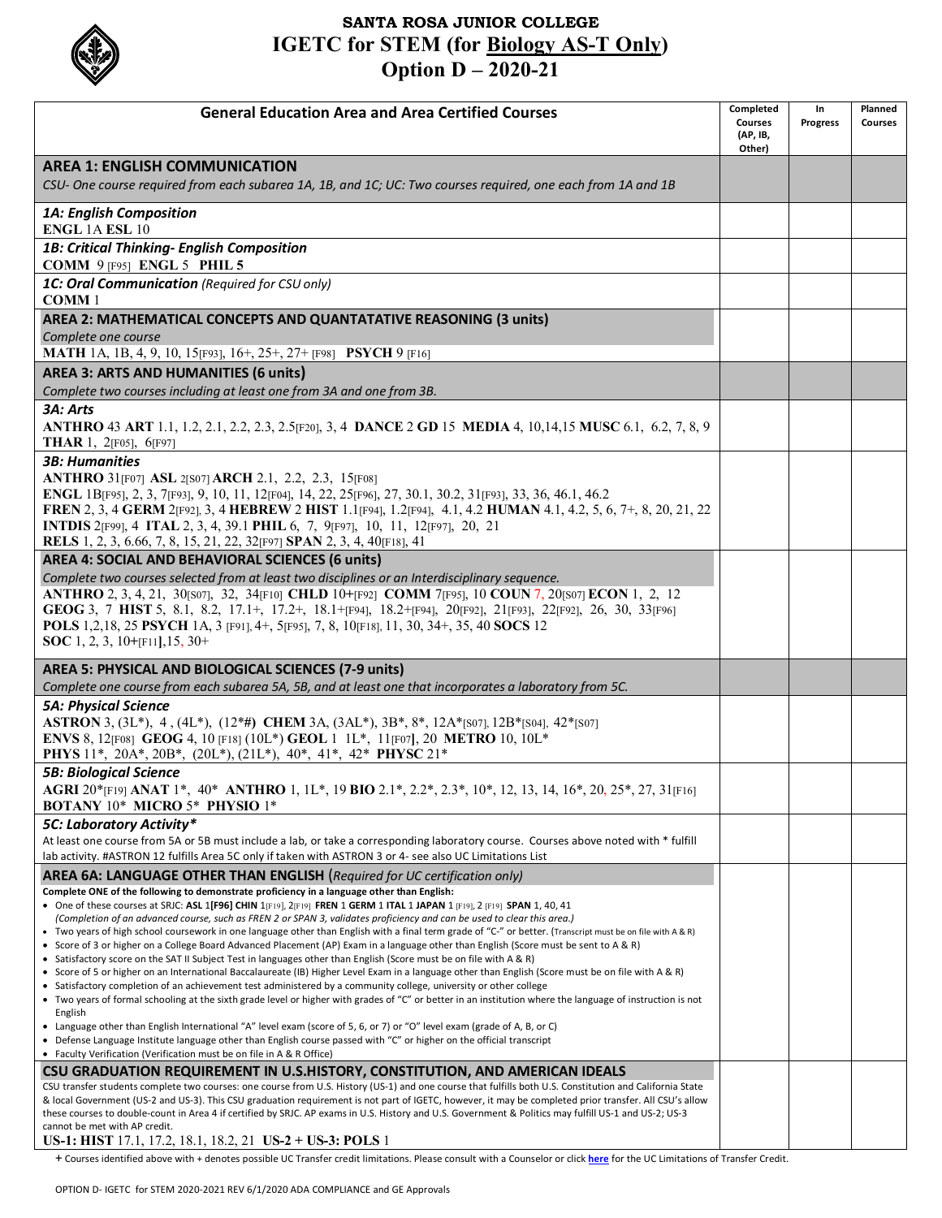# SANTA ROSA JUNIOR COLLEGE
# IGETC for STEM (for Biology AS-T Only)
# Option D – 2020-21

| General Education Area and Area Certified Courses | Completed Courses (AP, IB, Other) | In Progress | Planned Courses |
|---|---|---|---|
| **AREA 1: ENGLISH COMMUNICATION**<br>*CSU- One course required from each subarea 1A, 1B, and 1C; UC: Two courses required, one each from 1A and 1B* | | | |
| ***1A: English Composition***<br>**ENGL** 1A **ESL** 10 | | | |
| ***1B: Critical Thinking- English Composition***<br>**COMM** 9 [F95] **ENGL** 5 **PHIL** 5 | | | |
| ***1C: Oral Communication*** *(Required for CSU only)*<br>**COMM** 1 | | | |
| **AREA 2: MATHEMATICAL CONCEPTS AND QUANTATATIVE REASONING (3 units)**<br>*Complete one course*<br>**MATH** 1A, 1B, 4, 9, 10, 15[F93], 16+, 25+, 27+ [F98] **PSYCH** 9 [F16] | | | |
| **AREA 3: ARTS AND HUMANITIES (6 units)**<br>*Complete two courses including at least one from 3A and one from 3B.* | | | |
| ***3A: Arts***<br>**ANTHRO** 43 **ART** 1.1, 1.2, 2.1, 2.2, 2.3, 2.5[F20], 3, 4 **DANCE** 2 **GD** 15 **MEDIA** 4, 10,14,15 **MUSC** 6.1, 6.2, 7, 8, 9 **THAR** 1, 2[F05], 6[F97] | | | |
| ***3B: Humanities***<br>**ANTHRO** 31[F07] **ASL** 2[S07] **ARCH** 2.1, 2.2, 2.3, 15[F08]<br>**ENGL** 1B[F95], 2, 3, 7[F93], 9, 10, 11, 12[F04], 14, 22, 25[F96], 27, 30.1, 30.2, 31[F93], 33, 36, 46.1, 46.2<br>**FREN** 2, 3, 4 **GERM** 2[F92], 3, 4 **HEBREW** 2 **HIST** 1.1[F94], 1.2[F94], 4.1, 4.2 **HUMAN** 4.1, 4.2, 5, 6, 7+, 8, 20, 21, 22<br>**INTDIS** 2[F99], 4 **ITAL** 2, 3, 4, 39.1 **PHIL** 6, 7, 9[F97], 10, 11, 12[F97], 20, 21<br>**RELS** 1, 2, 3, 6.66, 7, 8, 15, 21, 22, 32[F97] **SPAN** 2, 3, 4, 40[F18], 41 | | | |
| **AREA 4: SOCIAL AND BEHAVIORAL SCIENCES (6 units)**<br>*Complete two courses selected from at least two disciplines or an Interdisciplinary sequence.*<br>**ANTHRO** 2, 3, 4, 21, 30[S07], 32, 34[F10] **CHLD** 10+[F92] **COMM** 7[F95], 10 **COUN** 7, 20[S07] **ECON** 1, 2, 12<br>**GEOG** 3, 7 **HIST** 5, 8.1, 8.2, 17.1+, 17.2+, 18.1+[F94], 18.2+[F94], 20[F92], 21[F93], 22[F92], 26, 30, 33[F96]<br>**POLS** 1,2,18, 25 **PSYCH** 1A, 3 [F91], 4+, 5[F95], 7, 8, 10[F18], 11, 30, 34+, 35, 40 **SOCS** 12<br>**SOC** 1, 2, 3, 10+[F11], 15, 30+ | | | |
| **AREA 5: PHYSICAL AND BIOLOGICAL SCIENCES (7-9 units)**<br>*Complete one course from each subarea 5A, 5B, and at least one that incorporates a laboratory from 5C.* | | | |
| ***5A: Physical Science***<br>**ASTRON** 3, (3L*), 4 , (4L*), (12*#) **CHEM** 3A, (3AL*), 3B*, 8*, 12A*[S07], 12B*[S04], 42*[S07]<br>**ENVS** 8, 12[F08] **GEOG** 4, 10 [F18] (10L*) **GEOL** 1 1L*, 11[F07], 20 **METRO** 10, 10L*<br>**PHYS** 11*, 20A*, 20B*, (20L*), (21L*), 40*, 41*, 42* **PHYSC** 21* | | | |
| ***5B: Biological Science***<br>**AGRI** 20*[F19] **ANAT** 1*, 40* **ANTHRO** 1, 1L*, 19 **BIO** 2.1*, 2.2*, 2.3*, 10*, 12, 13, 14, 16*, 20, 25*, 27, 31[F16]<br>**BOTANY** 10* **MICRO** 5* **PHYSIO** 1* | | | |
| ***5C: Laboratory Activity****<br>At least one course from 5A or 5B must include a lab, or take a corresponding laboratory course. Courses above noted with * fulfill lab activity. #ASTRON 12 fulfills Area 5C only if taken with ASTRON 3 or 4- see also UC Limitations List | | | |
| **AREA 6A: LANGUAGE OTHER THAN ENGLISH** *(Required for UC certification only)*<br>**Complete ONE of the following to demonstrate proficiency in a language other than English:**<br>• One of these courses at SRJC: **ASL** 1[F96] **CHIN** 1[F19], 2[F19] **FREN** 1 **GERM** 1 **ITAL** 1 **JAPAN** 1 [F19], 2 [F19] **SPAN** 1, 40, 41<br>*(Completion of an advanced course, such as FREN 2 or SPAN 3, validates proficiency and can be used to clear this area.)*<br>• Two years of high school coursework in one language other than English with a final term grade of "C-" or better. (Transcript must be on file with A & R)<br>• Score of 3 or higher on a College Board Advanced Placement (AP) Exam in a language other than English (Score must be sent to A & R)<br>• Satisfactory score on the SAT II Subject Test in languages other than English (Score must be on file with A & R)<br>• Score of 5 or higher on an International Baccalaureate (IB) Higher Level Exam in a language other than English (Score must be on file with A & R)<br>• Satisfactory completion of an achievement test administered by a community college, university or other college<br>• Two years of formal schooling at the sixth grade level or higher with grades of "C" or better in an institution where the language of instruction is not English<br>• Language other than English International "A" level exam (score of 5, 6, or 7) or "O" level exam (grade of A, B, or C)<br>• Defense Language Institute language other than English course passed with "C" or higher on the official transcript<br>• Faculty Verification (Verification must be on file in A & R Office) | | | |
| **CSU GRADUATION REQUIREMENT IN U.S.HISTORY, CONSTITUTION, AND AMERICAN IDEALS**<br>CSU transfer students complete two courses: one course from U.S. History (US-1) and one course that fulfills both U.S. Constitution and California State & local Government (US-2 and US-3). This CSU graduation requirement is not part of IGETC, however, it may be completed prior transfer. All CSU's allow these courses to double-count in Area 4 if certified by SRJC. AP exams in U.S. History and U.S. Government & Politics may fulfill US-1 and US-2; US-3 cannot be met with AP credit.<br>**US-1: HIST** 17.1, 17.2, 18.1, 18.2, 21 **US-2 + US-3: POLS** 1 | | | |

+ Courses identified above with + denotes possible UC Transfer credit limitations. Please consult with a Counselor or click **here** for the UC Limitations of Transfer Credit.

OPTION D- IGETC for STEM 2020-2021 REV 6/1/2020 ADA COMPLIANCE and GE Approvals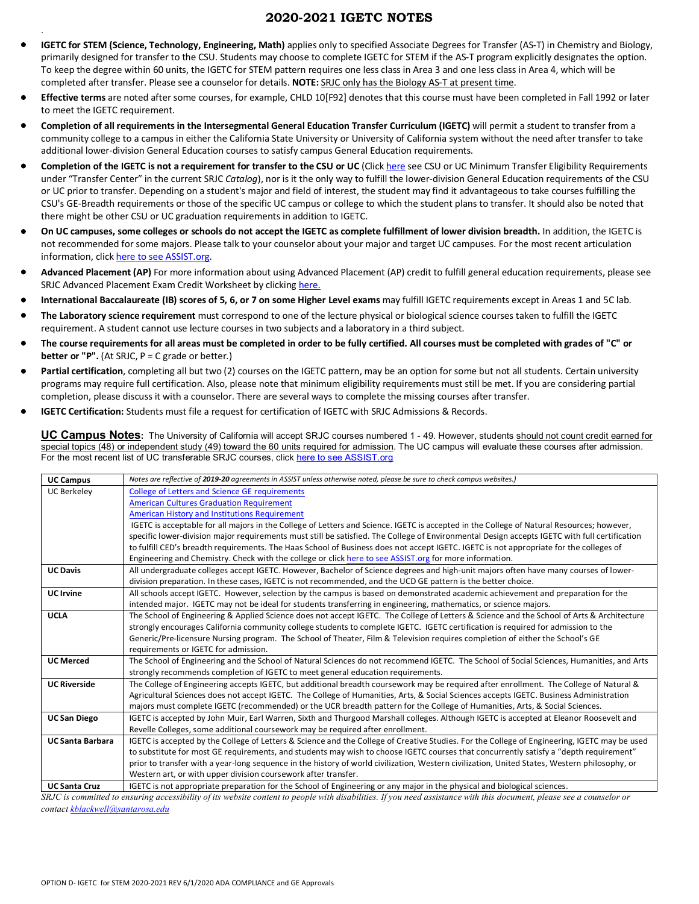# 2020-2021 IGETC NOTES

- **IGETC for STEM (Science, Technology, Engineering, Math)** applies only to specified Associate Degrees for Transfer (AS-T) in Chemistry and Biology, primarily designed for transfer to the CSU. Students may choose to complete IGETC for STEM if the AS-T program explicitly designates the option. To keep the degree within 60 units, the IGETC for STEM pattern requires one less class in Area 3 and one less class in Area 4, which will be completed after transfer. Please see a counselor for details. **NOTE:** SRJC only has the Biology AS-T at present time.
- **Effective terms** are noted after some courses, for example, CHLD 10[F92] denotes that this course must have been completed in Fall 1992 or later to meet the IGETC requirement.
- **Completion of all requirements in the Intersegmental General Education Transfer Curriculum (IGETC)** will permit a student to transfer from a community college to a campus in either the California State University or University of California system without the need after transfer to take additional lower-division General Education courses to satisfy campus General Education requirements.
- **Completion of the IGETC is not a requirement for transfer to the CSU or UC** (Click here see CSU or UC Minimum Transfer Eligibility Requirements under "Transfer Center" in the current SRJC *Catalog*), nor is it the only way to fulfill the lower-division General Education requirements of the CSU or UC prior to transfer. Depending on a student's major and field of interest, the student may find it advantageous to take courses fulfilling the CSU's GE-Breadth requirements or those of the specific UC campus or college to which the student plans to transfer. It should also be noted that there might be other CSU or UC graduation requirements in addition to IGETC.
- **On UC campuses, some colleges or schools do not accept the IGETC as complete fulfillment of lower division breadth.** In addition, the IGETC is not recommended for some majors. Please talk to your counselor about your major and target UC campuses. For the most recent articulation information, click here to see ASSIST.org.
- **Advanced Placement (AP)** For more information about using Advanced Placement (AP) credit to fulfill general education requirements, please see SRJC Advanced Placement Exam Credit Worksheet by clicking here.
- **International Baccalaureate (IB) scores of 5, 6, or 7 on some Higher Level exams** may fulfill IGETC requirements except in Areas 1 and 5C lab.
- **The Laboratory science requirement** must correspond to one of the lecture physical or biological science courses taken to fulfill the IGETC requirement. A student cannot use lecture courses in two subjects and a laboratory in a third subject.
- **The course requirements for all areas must be completed in order to be fully certified. All courses must be completed with grades of "C" or better or "P".** (At SRJC, P = C grade or better.)
- **Partial certification**, completing all but two (2) courses on the IGETC pattern, may be an option for some but not all students. Certain university programs may require full certification. Also, please note that minimum eligibility requirements must still be met. If you are considering partial completion, please discuss it with a counselor. There are several ways to complete the missing courses after transfer.
- **IGETC Certification:** Students must file a request for certification of IGETC with SRJC Admissions & Records.

**UC Campus Notes**: The University of California will accept SRJC courses numbered 1 - 49. However, students should not count credit earned for special topics (48) or independent study (49) toward the 60 units required for admission. The UC campus will evaluate these courses after admission. For the most recent list of UC transferable SRJC courses, click here to see ASSIST.org

| UC Campus | *Notes are reflective of **2019-20** agreements in ASSIST unless otherwise noted, please be sure to check campus websites.)* |
|---|---|
| UC Berkeley | College of Letters and Science GE requirements<br>American Cultures Graduation Requirement<br>American History and Institutions Requirement<br>IGETC is acceptable for all majors in the College of Letters and Science. IGETC is accepted in the College of Natural Resources; however, specific lower-division major requirements must still be satisfied. The College of Environmental Design accepts IGETC with full certification to fulfill CED's breadth requirements. The Haas School of Business does not accept IGETC. IGETC is not appropriate for the colleges of Engineering and Chemistry. Check with the college or click here to see ASSIST.org for more information. |
| **UC Davis** | All undergraduate colleges accept IGETC. However, Bachelor of Science degrees and high-unit majors often have many courses of lower-division preparation. In these cases, IGETC is not recommended, and the UCD GE pattern is the better choice. |
| **UC Irvine** | All schools accept IGETC. However, selection by the campus is based on demonstrated academic achievement and preparation for the intended major. IGETC may not be ideal for students transferring in engineering, mathematics, or science majors. |
| **UCLA** | The School of Engineering & Applied Science does not accept IGETC. The College of Letters & Science and the School of Arts & Architecture strongly encourages California community college students to complete IGETC. IGETC certification is required for admission to the Generic/Pre-licensure Nursing program. The School of Theater, Film & Television requires completion of either the School's GE requirements or IGETC for admission. |
| **UC Merced** | The School of Engineering and the School of Natural Sciences do not recommend IGETC. The School of Social Sciences, Humanities, and Arts strongly recommends completion of IGETC to meet general education requirements. |
| **UC Riverside** | The College of Engineering accepts IGETC, but additional breadth coursework may be required after enrollment. The College of Natural & Agricultural Sciences does not accept IGETC. The College of Humanities, Arts, & Social Sciences accepts IGETC. Business Administration majors must complete IGETC (recommended) or the UCR breadth pattern for the College of Humanities, Arts, & Social Sciences. |
| **UC San Diego** | IGETC is accepted by John Muir, Earl Warren, Sixth and Thurgood Marshall colleges. Although IGETC is accepted at Eleanor Roosevelt and Revelle Colleges, some additional coursework may be required after enrollment. |
| **UC Santa Barbara** | IGETC is accepted by the College of Letters & Science and the College of Creative Studies. For the College of Engineering, IGETC may be used to substitute for most GE requirements, and students may wish to choose IGETC courses that concurrently satisfy a "depth requirement" prior to transfer with a year-long sequence in the history of world civilization, Western civilization, United States, Western philosophy, or Western art, or with upper division coursework after transfer. |
| **UC Santa Cruz** | IGETC is not appropriate preparation for the School of Engineering or any major in the physical and biological sciences. |

*SRJC is committed to ensuring accessibility of its website content to people with disabilities. If you need assistance with this document, please see a counselor or contact kblackwell@santarosa.edu*